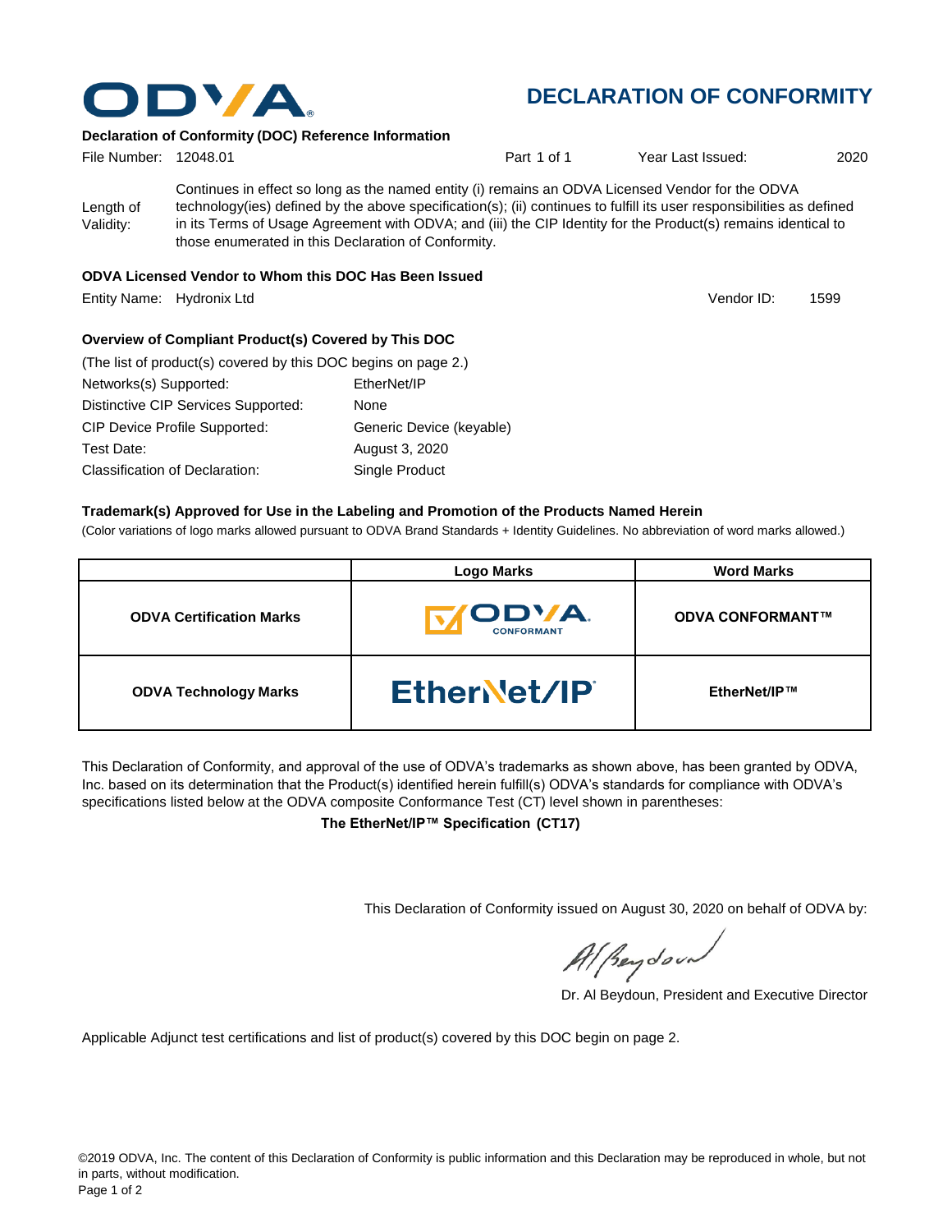# DECLARATION OF CONFORMITY

ODVA

### Declaration of Conformity (DOC) Reference Information

File Number: 12048.01 | Part 1 of 1 | Year Last Issued: 2020

Length of Validity: Continues in effect so long as the named entity (i) remains an ODVA Licensed Vendor for the ODVA technology(ies) defined by the above specification(s); (ii) continues to fulfill its user responsibilities as defined in its Terms of Usage Agreement with ODVA; and (iii) the CIP Identity for the Product(s) remains identical to those enumerated in this Declaration of Conformity.

### ODVA Licensed Vendor to Whom this DOC Has Been Issued

Entity Name: Hydronix Ltd | Vendor ID: 1599

### Overview of Compliant Product(s) Covered by This DOC

(The list of product(s) covered by this DOC begins on page 2.)

| | |
|---|---|
| Networks(s) Supported: | EtherNet/IP |
| Distinctive CIP Services Supported: | None |
| CIP Device Profile Supported: | Generic Device (keyable) |
| Test Date: | August 3, 2020 |
| Classification of Declaration: | Single Product |

### Trademark(s) Approved for Use in the Labeling and Promotion of the Products Named Herein

(Color variations of logo marks allowed pursuant to ODVA Brand Standards + Identity Guidelines. No abbreviation of word marks allowed.)

| | Logo Marks | Word Marks |
|---|---|---|
| **ODVA Certification Marks** | ODVA CONFORMANT | **ODVA CONFORMANT™** |
| **ODVA Technology Marks** | EtherNet/IP | **EtherNet/IP™** |

This Declaration of Conformity, and approval of the use of ODVA's trademarks as shown above, has been granted by ODVA, Inc. based on its determination that the Product(s) identified herein fulfill(s) ODVA's standards for compliance with ODVA's specifications listed below at the ODVA composite Conformance Test (CT) level shown in parentheses:

**The EtherNet/IP™ Specification (CT17)**

This Declaration of Conformity issued on August 30, 2020 on behalf of ODVA by:

Dr. Al Beydoun, President and Executive Director

Applicable Adjunct test certifications and list of product(s) covered by this DOC begin on page 2.

©2019 ODVA, Inc. The content of this Declaration of Conformity is public information and this Declaration may be reproduced in whole, but not in parts, without modification.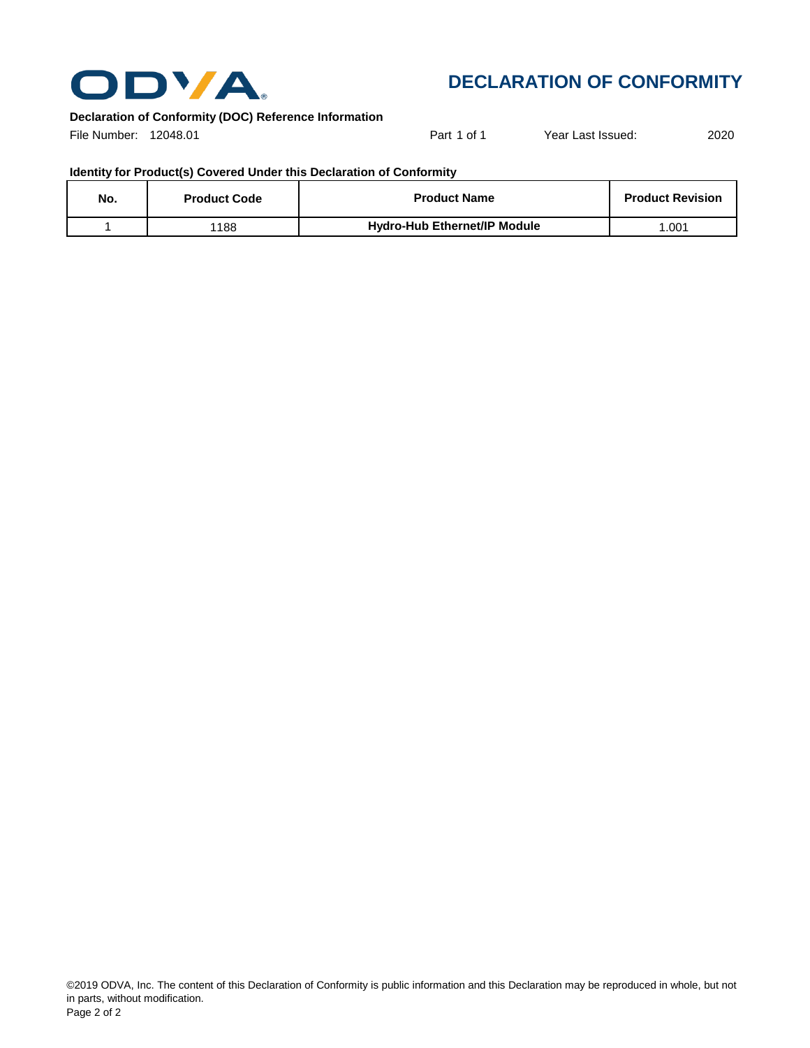# DECLARATION OF CONFORMITY

**Declaration of Conformity (DOC) Reference Information**

File Number: 12048.01 Part 1 of 1 Year Last Issued: 2020

**Identity for Product(s) Covered Under this Declaration of Conformity**

| No. | Product Code | Product Name | Product Revision |
|---|---|---|---|
| 1 | 1188 | **Hydro-Hub Ethernet/IP Module** | 1.001 |

©2019 ODVA, Inc. The content of this Declaration of Conformity is public information and this Declaration may be reproduced in whole, but not in parts, without modification.